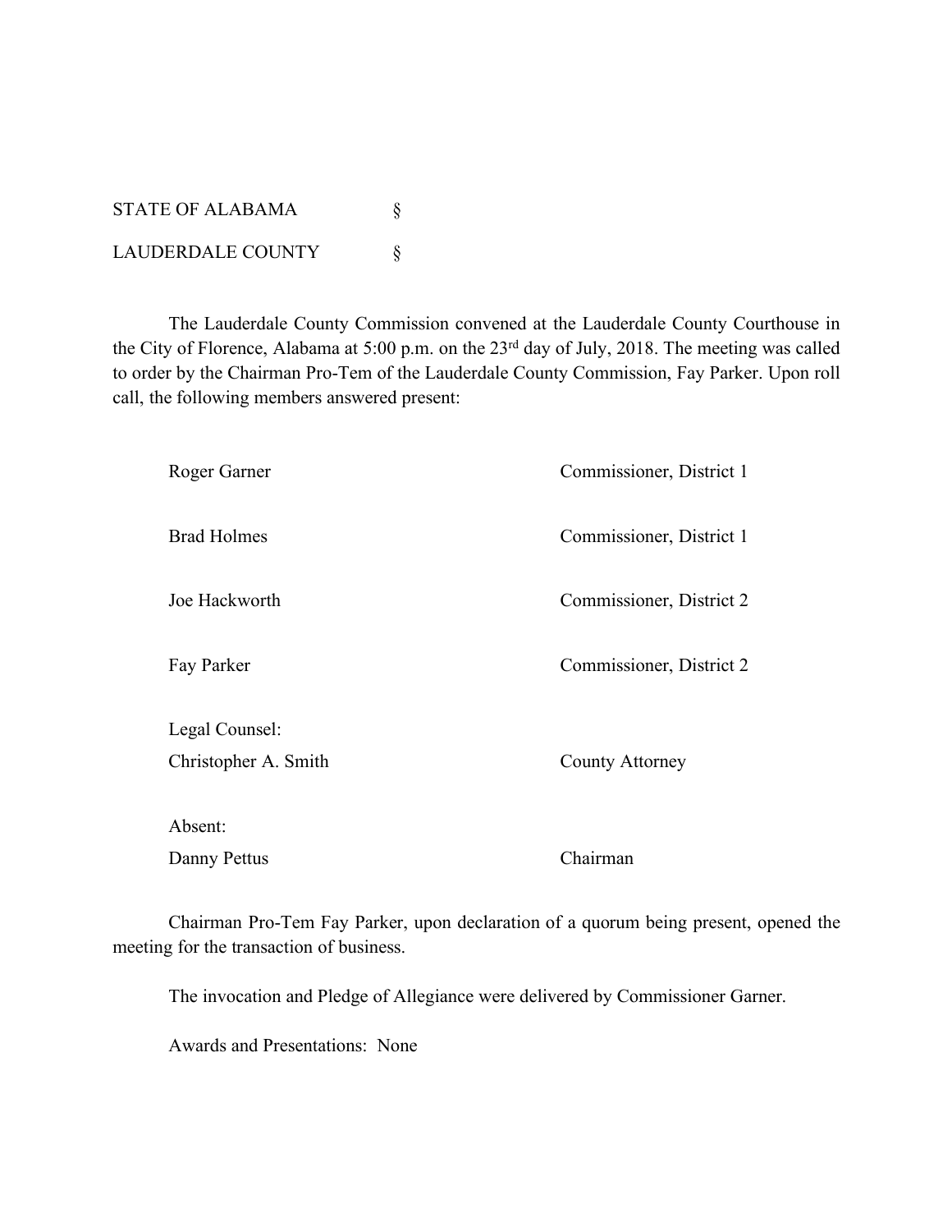STATE OF ALABAMA §

LAUDERDALE COUNTY §

The Lauderdale County Commission convened at the Lauderdale County Courthouse in the City of Florence, Alabama at 5:00 p.m. on the 23rd day of July, 2018. The meeting was called to order by the Chairman Pro-Tem of the Lauderdale County Commission, Fay Parker. Upon roll call, the following members answered present:

| | |
|---|---|
| Roger Garner | Commissioner, District 1 |
| Brad Holmes | Commissioner, District 1 |
| Joe Hackworth | Commissioner, District 2 |
| Fay Parker | Commissioner, District 2 |
| Legal Counsel: | |
| Christopher A. Smith | County Attorney |
| Absent: | |
| Danny Pettus | Chairman |

Chairman Pro-Tem Fay Parker, upon declaration of a quorum being present, opened the meeting for the transaction of business.

The invocation and Pledge of Allegiance were delivered by Commissioner Garner.

Awards and Presentations: None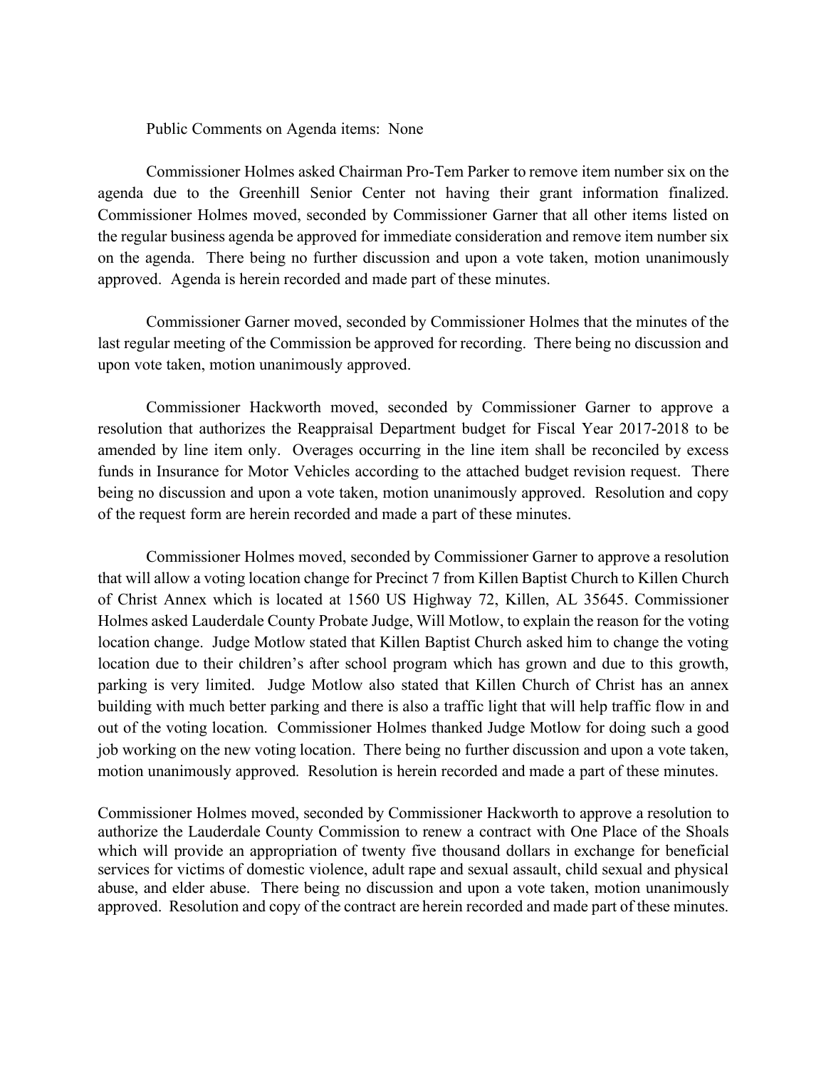Public Comments on Agenda items: None

Commissioner Holmes asked Chairman Pro-Tem Parker to remove item number six on the agenda due to the Greenhill Senior Center not having their grant information finalized. Commissioner Holmes moved, seconded by Commissioner Garner that all other items listed on the regular business agenda be approved for immediate consideration and remove item number six on the agenda. There being no further discussion and upon a vote taken, motion unanimously approved. Agenda is herein recorded and made part of these minutes.

Commissioner Garner moved, seconded by Commissioner Holmes that the minutes of the last regular meeting of the Commission be approved for recording. There being no discussion and upon vote taken, motion unanimously approved.

Commissioner Hackworth moved, seconded by Commissioner Garner to approve a resolution that authorizes the Reappraisal Department budget for Fiscal Year 2017-2018 to be amended by line item only. Overages occurring in the line item shall be reconciled by excess funds in Insurance for Motor Vehicles according to the attached budget revision request. There being no discussion and upon a vote taken, motion unanimously approved. Resolution and copy of the request form are herein recorded and made a part of these minutes.

Commissioner Holmes moved, seconded by Commissioner Garner to approve a resolution that will allow a voting location change for Precinct 7 from Killen Baptist Church to Killen Church of Christ Annex which is located at 1560 US Highway 72, Killen, AL 35645. Commissioner Holmes asked Lauderdale County Probate Judge, Will Motlow, to explain the reason for the voting location change. Judge Motlow stated that Killen Baptist Church asked him to change the voting location due to their children's after school program which has grown and due to this growth, parking is very limited. Judge Motlow also stated that Killen Church of Christ has an annex building with much better parking and there is also a traffic light that will help traffic flow in and out of the voting location. Commissioner Holmes thanked Judge Motlow for doing such a good job working on the new voting location. There being no further discussion and upon a vote taken, motion unanimously approved. Resolution is herein recorded and made a part of these minutes.

Commissioner Holmes moved, seconded by Commissioner Hackworth to approve a resolution to authorize the Lauderdale County Commission to renew a contract with One Place of the Shoals which will provide an appropriation of twenty five thousand dollars in exchange for beneficial services for victims of domestic violence, adult rape and sexual assault, child sexual and physical abuse, and elder abuse. There being no discussion and upon a vote taken, motion unanimously approved. Resolution and copy of the contract are herein recorded and made part of these minutes.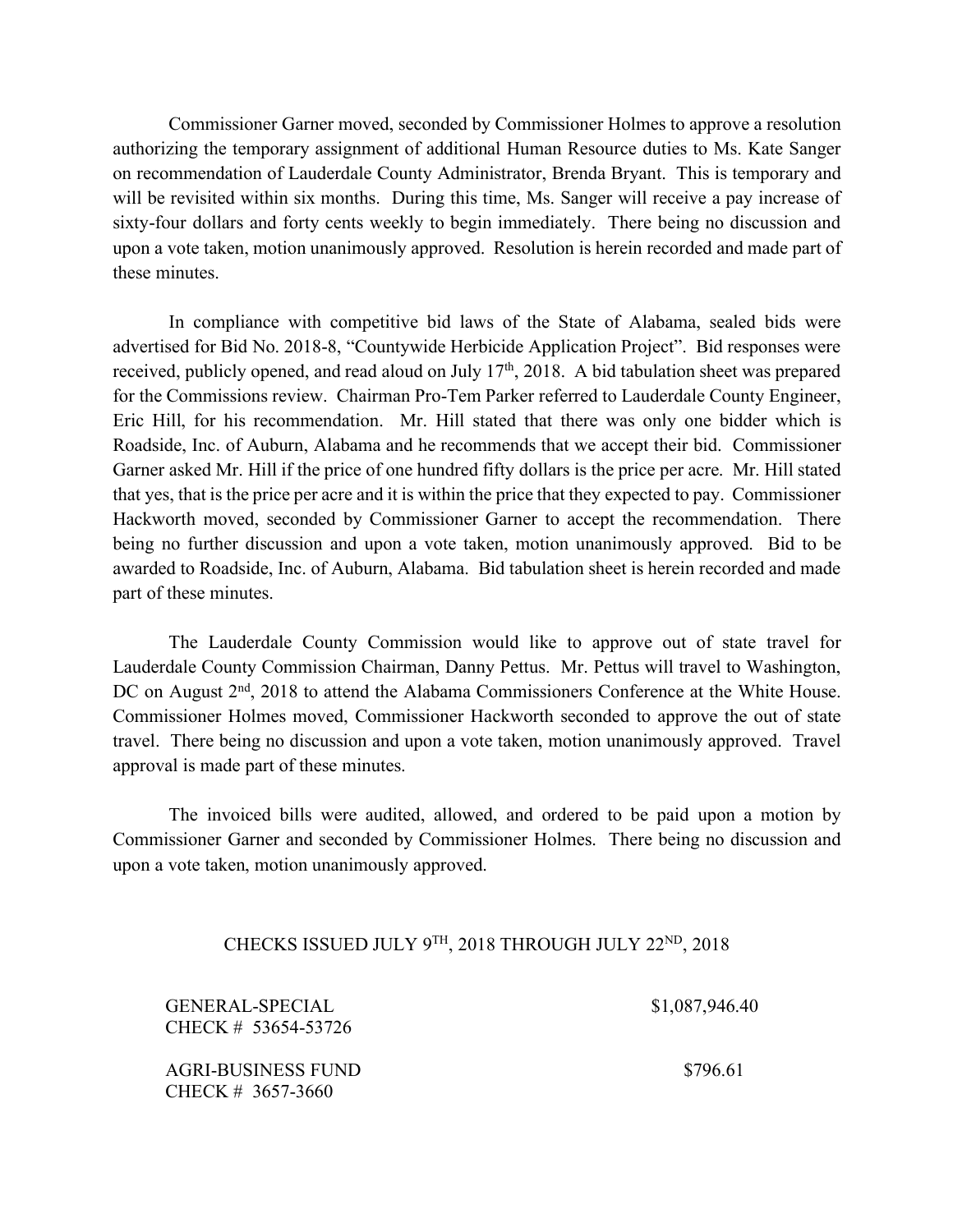Commissioner Garner moved, seconded by Commissioner Holmes to approve a resolution authorizing the temporary assignment of additional Human Resource duties to Ms. Kate Sanger on recommendation of Lauderdale County Administrator, Brenda Bryant. This is temporary and will be revisited within six months. During this time, Ms. Sanger will receive a pay increase of sixty-four dollars and forty cents weekly to begin immediately. There being no discussion and upon a vote taken, motion unanimously approved. Resolution is herein recorded and made part of these minutes.

In compliance with competitive bid laws of the State of Alabama, sealed bids were advertised for Bid No. 2018-8, "Countywide Herbicide Application Project". Bid responses were received, publicly opened, and read aloud on July 17th, 2018. A bid tabulation sheet was prepared for the Commissions review. Chairman Pro-Tem Parker referred to Lauderdale County Engineer, Eric Hill, for his recommendation. Mr. Hill stated that there was only one bidder which is Roadside, Inc. of Auburn, Alabama and he recommends that we accept their bid. Commissioner Garner asked Mr. Hill if the price of one hundred fifty dollars is the price per acre. Mr. Hill stated that yes, that is the price per acre and it is within the price that they expected to pay. Commissioner Hackworth moved, seconded by Commissioner Garner to accept the recommendation. There being no further discussion and upon a vote taken, motion unanimously approved. Bid to be awarded to Roadside, Inc. of Auburn, Alabama. Bid tabulation sheet is herein recorded and made part of these minutes.

The Lauderdale County Commission would like to approve out of state travel for Lauderdale County Commission Chairman, Danny Pettus. Mr. Pettus will travel to Washington, DC on August 2nd, 2018 to attend the Alabama Commissioners Conference at the White House. Commissioner Holmes moved, Commissioner Hackworth seconded to approve the out of state travel. There being no discussion and upon a vote taken, motion unanimously approved. Travel approval is made part of these minutes.

The invoiced bills were audited, allowed, and ordered to be paid upon a motion by Commissioner Garner and seconded by Commissioner Holmes. There being no discussion and upon a vote taken, motion unanimously approved.

CHECKS ISSUED JULY 9TH, 2018 THROUGH JULY 22ND, 2018

| | |
|---|---|
| GENERAL-SPECIAL<br>CHECK # 53654-53726 | $1,087,946.40 |
| AGRI-BUSINESS FUND<br>CHECK # 3657-3660 | $796.61 |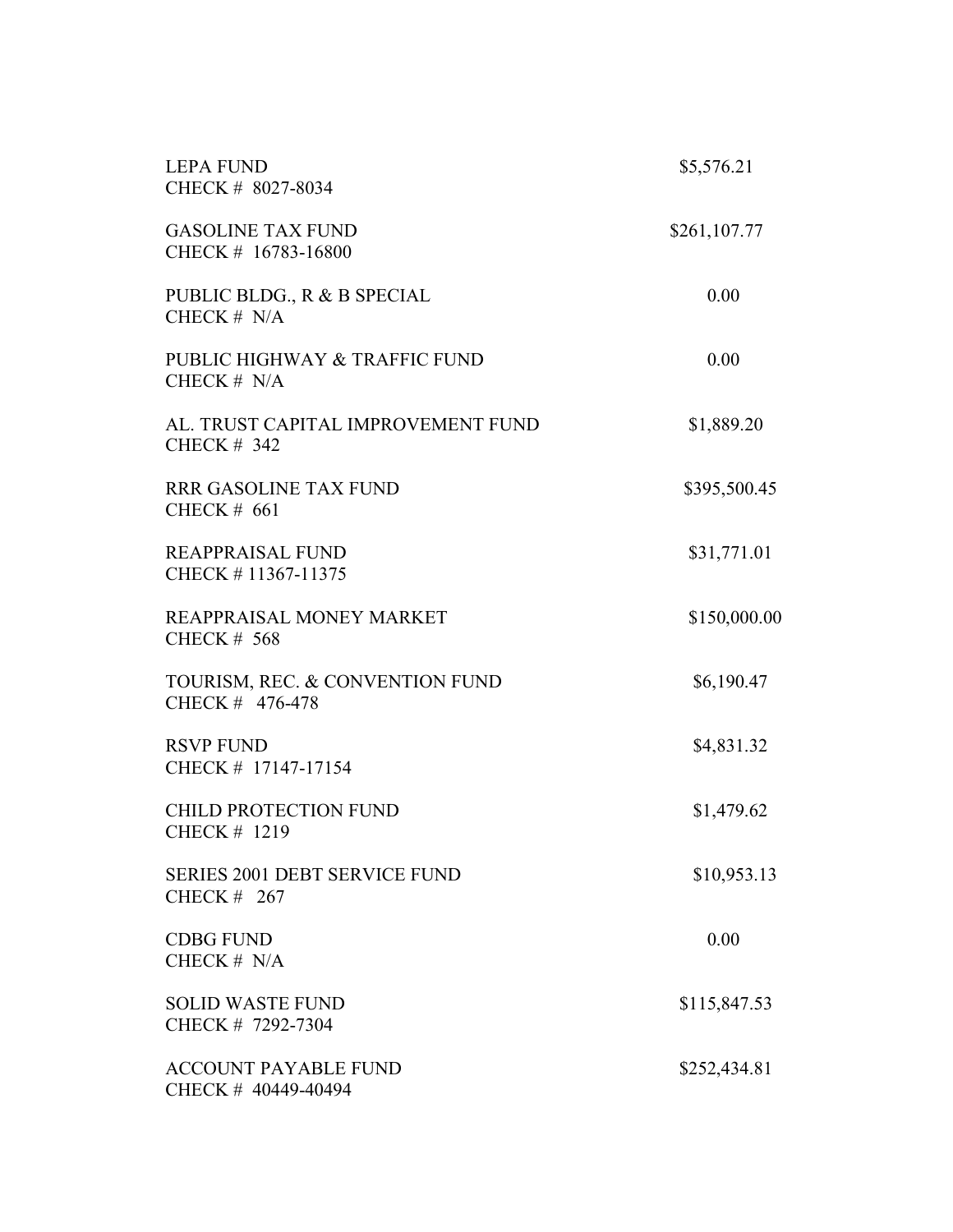LEPA FUND
CHECK # 8027-8034
$5,576.21

GASOLINE TAX FUND
CHECK # 16783-16800
$261,107.77

PUBLIC BLDG., R & B SPECIAL
CHECK # N/A
0.00

PUBLIC HIGHWAY & TRAFFIC FUND
CHECK # N/A
0.00

AL. TRUST CAPITAL IMPROVEMENT FUND
CHECK # 342
$1,889.20

RRR GASOLINE TAX FUND
CHECK # 661
$395,500.45

REAPPRAISAL FUND
CHECK # 11367-11375
$31,771.01

REAPPRAISAL MONEY MARKET
CHECK # 568
$150,000.00

TOURISM, REC. & CONVENTION FUND
CHECK # 476-478
$6,190.47

RSVP FUND
CHECK # 17147-17154
$4,831.32

CHILD PROTECTION FUND
CHECK # 1219
$1,479.62

SERIES 2001 DEBT SERVICE FUND
CHECK # 267
$10,953.13

CDBG FUND
CHECK # N/A
0.00

SOLID WASTE FUND
CHECK # 7292-7304
$115,847.53

ACCOUNT PAYABLE FUND
CHECK # 40449-40494
$252,434.81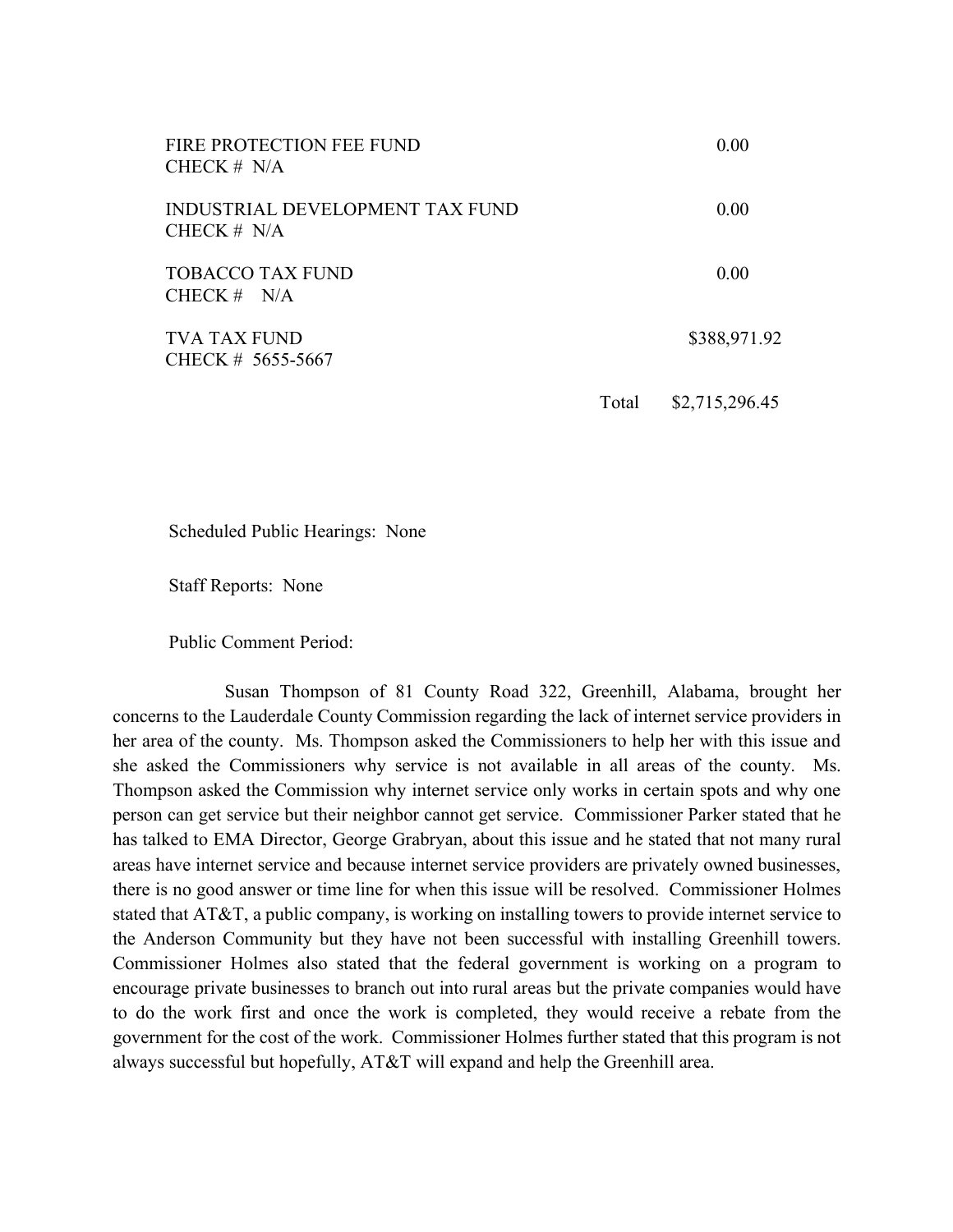| | |
|---|---|
| FIRE PROTECTION FEE FUND<br>CHECK # N/A | 0.00 |
| INDUSTRIAL DEVELOPMENT TAX FUND<br>CHECK # N/A | 0.00 |
| TOBACCO TAX FUND<br>CHECK # N/A | 0.00 |
| TVA TAX FUND<br>CHECK # 5655-5667 | $388,971.92 |
| Total | $2,715,296.45 |

Scheduled Public Hearings: None

Staff Reports: None

Public Comment Period:

Susan Thompson of 81 County Road 322, Greenhill, Alabama, brought her concerns to the Lauderdale County Commission regarding the lack of internet service providers in her area of the county. Ms. Thompson asked the Commissioners to help her with this issue and she asked the Commissioners why service is not available in all areas of the county. Ms. Thompson asked the Commission why internet service only works in certain spots and why one person can get service but their neighbor cannot get service. Commissioner Parker stated that he has talked to EMA Director, George Grabryan, about this issue and he stated that not many rural areas have internet service and because internet service providers are privately owned businesses, there is no good answer or time line for when this issue will be resolved. Commissioner Holmes stated that AT&T, a public company, is working on installing towers to provide internet service to the Anderson Community but they have not been successful with installing Greenhill towers. Commissioner Holmes also stated that the federal government is working on a program to encourage private businesses to branch out into rural areas but the private companies would have to do the work first and once the work is completed, they would receive a rebate from the government for the cost of the work. Commissioner Holmes further stated that this program is not always successful but hopefully, AT&T will expand and help the Greenhill area.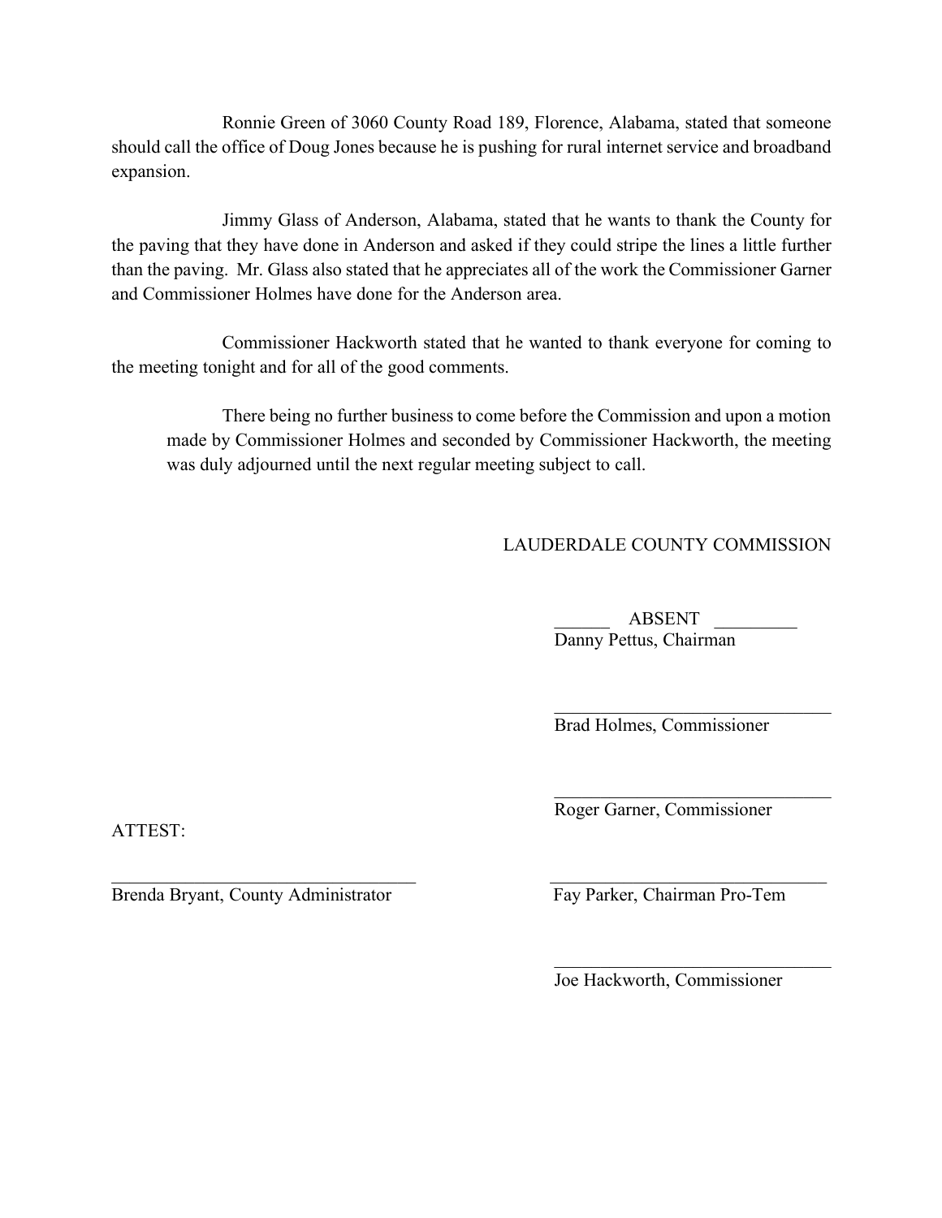Ronnie Green of 3060 County Road 189, Florence, Alabama, stated that someone should call the office of Doug Jones because he is pushing for rural internet service and broadband expansion.

Jimmy Glass of Anderson, Alabama, stated that he wants to thank the County for the paving that they have done in Anderson and asked if they could stripe the lines a little further than the paving. Mr. Glass also stated that he appreciates all of the work the Commissioner Garner and Commissioner Holmes have done for the Anderson area.

Commissioner Hackworth stated that he wanted to thank everyone for coming to the meeting tonight and for all of the good comments.

There being no further business to come before the Commission and upon a motion made by Commissioner Holmes and seconded by Commissioner Hackworth, the meeting was duly adjourned until the next regular meeting subject to call.

LAUDERDALE COUNTY COMMISSION

______ ABSENT _________
Danny Pettus, Chairman

_______________________________
Brad Holmes, Commissioner

_______________________________
Roger Garner, Commissioner

ATTEST:

_______________________________
Brenda Bryant, County Administrator

_______________________________
Fay Parker, Chairman Pro-Tem

_______________________________
Joe Hackworth, Commissioner